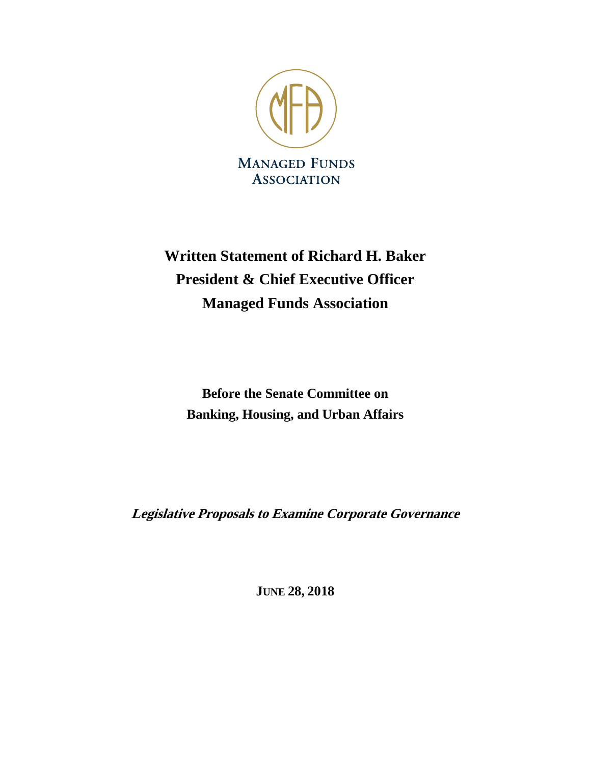MANAGED FUNDS ASSOCIATION

# Written Statement of Richard H. Baker
# President & Chief Executive Officer
# Managed Funds Association

**Before the Senate Committee on Banking, Housing, and Urban Affairs**

***Legislative Proposals to Examine Corporate Governance***

**JUNE 28, 2018**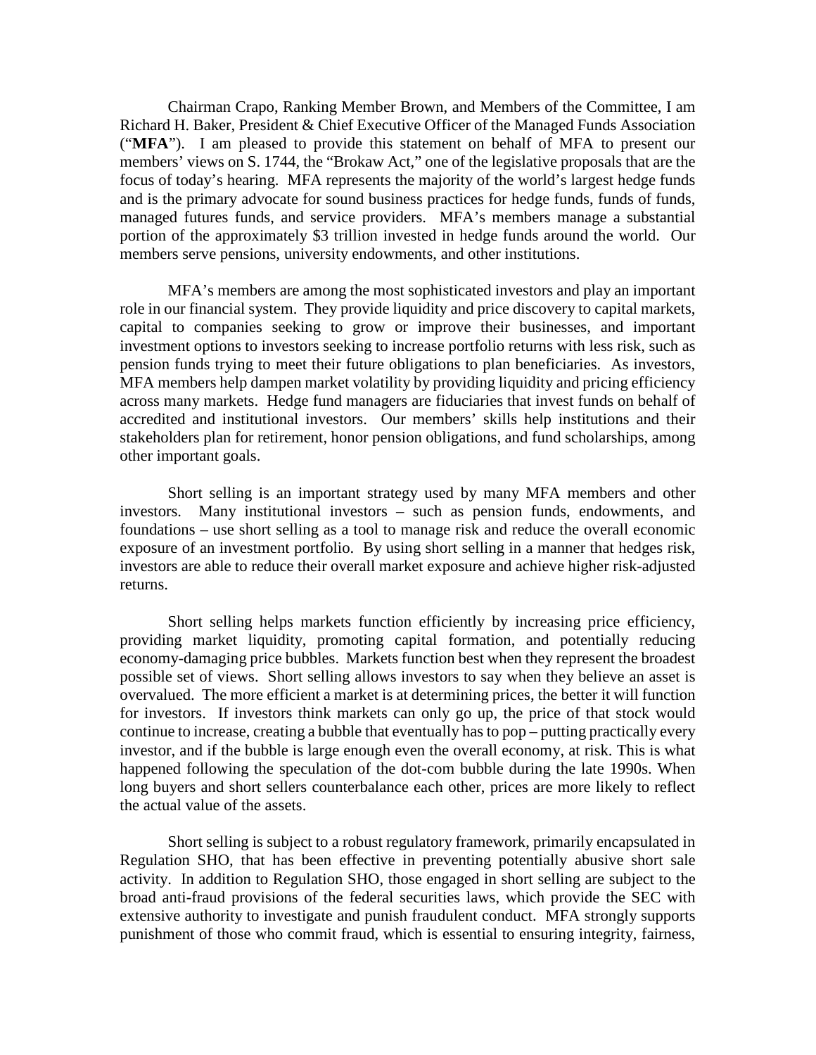Chairman Crapo, Ranking Member Brown, and Members of the Committee, I am Richard H. Baker, President & Chief Executive Officer of the Managed Funds Association ("**MFA**"). I am pleased to provide this statement on behalf of MFA to present our members' views on S. 1744, the "Brokaw Act," one of the legislative proposals that are the focus of today's hearing. MFA represents the majority of the world's largest hedge funds and is the primary advocate for sound business practices for hedge funds, funds of funds, managed futures funds, and service providers. MFA's members manage a substantial portion of the approximately $3 trillion invested in hedge funds around the world. Our members serve pensions, university endowments, and other institutions.

MFA's members are among the most sophisticated investors and play an important role in our financial system. They provide liquidity and price discovery to capital markets, capital to companies seeking to grow or improve their businesses, and important investment options to investors seeking to increase portfolio returns with less risk, such as pension funds trying to meet their future obligations to plan beneficiaries. As investors, MFA members help dampen market volatility by providing liquidity and pricing efficiency across many markets. Hedge fund managers are fiduciaries that invest funds on behalf of accredited and institutional investors. Our members' skills help institutions and their stakeholders plan for retirement, honor pension obligations, and fund scholarships, among other important goals.

Short selling is an important strategy used by many MFA members and other investors. Many institutional investors – such as pension funds, endowments, and foundations – use short selling as a tool to manage risk and reduce the overall economic exposure of an investment portfolio. By using short selling in a manner that hedges risk, investors are able to reduce their overall market exposure and achieve higher risk-adjusted returns.

Short selling helps markets function efficiently by increasing price efficiency, providing market liquidity, promoting capital formation, and potentially reducing economy-damaging price bubbles. Markets function best when they represent the broadest possible set of views. Short selling allows investors to say when they believe an asset is overvalued. The more efficient a market is at determining prices, the better it will function for investors. If investors think markets can only go up, the price of that stock would continue to increase, creating a bubble that eventually has to pop – putting practically every investor, and if the bubble is large enough even the overall economy, at risk. This is what happened following the speculation of the dot-com bubble during the late 1990s. When long buyers and short sellers counterbalance each other, prices are more likely to reflect the actual value of the assets.

Short selling is subject to a robust regulatory framework, primarily encapsulated in Regulation SHO, that has been effective in preventing potentially abusive short sale activity. In addition to Regulation SHO, those engaged in short selling are subject to the broad anti-fraud provisions of the federal securities laws, which provide the SEC with extensive authority to investigate and punish fraudulent conduct. MFA strongly supports punishment of those who commit fraud, which is essential to ensuring integrity, fairness,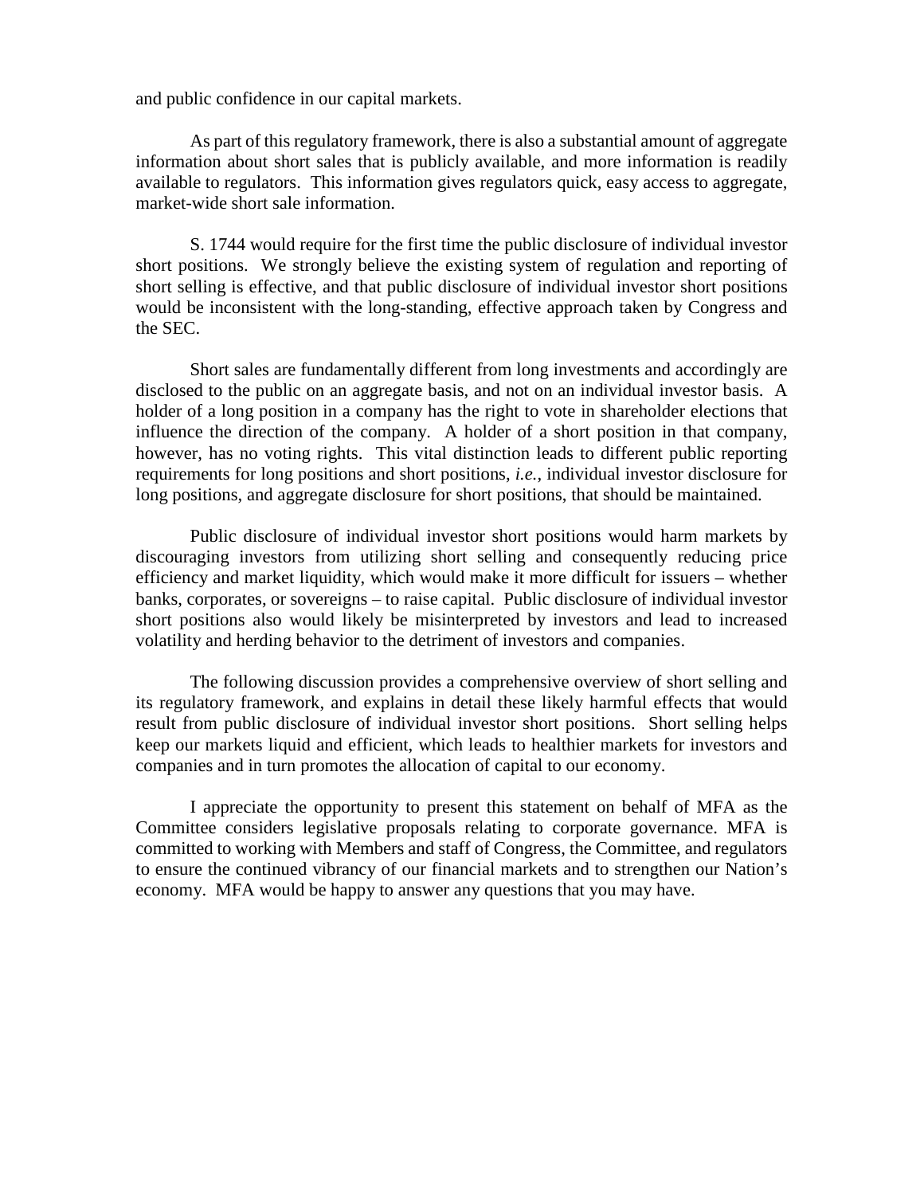and public confidence in our capital markets.

As part of this regulatory framework, there is also a substantial amount of aggregate information about short sales that is publicly available, and more information is readily available to regulators. This information gives regulators quick, easy access to aggregate, market-wide short sale information.

S. 1744 would require for the first time the public disclosure of individual investor short positions. We strongly believe the existing system of regulation and reporting of short selling is effective, and that public disclosure of individual investor short positions would be inconsistent with the long-standing, effective approach taken by Congress and the SEC.

Short sales are fundamentally different from long investments and accordingly are disclosed to the public on an aggregate basis, and not on an individual investor basis. A holder of a long position in a company has the right to vote in shareholder elections that influence the direction of the company. A holder of a short position in that company, however, has no voting rights. This vital distinction leads to different public reporting requirements for long positions and short positions, *i.e.*, individual investor disclosure for long positions, and aggregate disclosure for short positions, that should be maintained.

Public disclosure of individual investor short positions would harm markets by discouraging investors from utilizing short selling and consequently reducing price efficiency and market liquidity, which would make it more difficult for issuers – whether banks, corporates, or sovereigns – to raise capital. Public disclosure of individual investor short positions also would likely be misinterpreted by investors and lead to increased volatility and herding behavior to the detriment of investors and companies.

The following discussion provides a comprehensive overview of short selling and its regulatory framework, and explains in detail these likely harmful effects that would result from public disclosure of individual investor short positions. Short selling helps keep our markets liquid and efficient, which leads to healthier markets for investors and companies and in turn promotes the allocation of capital to our economy.

I appreciate the opportunity to present this statement on behalf of MFA as the Committee considers legislative proposals relating to corporate governance. MFA is committed to working with Members and staff of Congress, the Committee, and regulators to ensure the continued vibrancy of our financial markets and to strengthen our Nation's economy. MFA would be happy to answer any questions that you may have.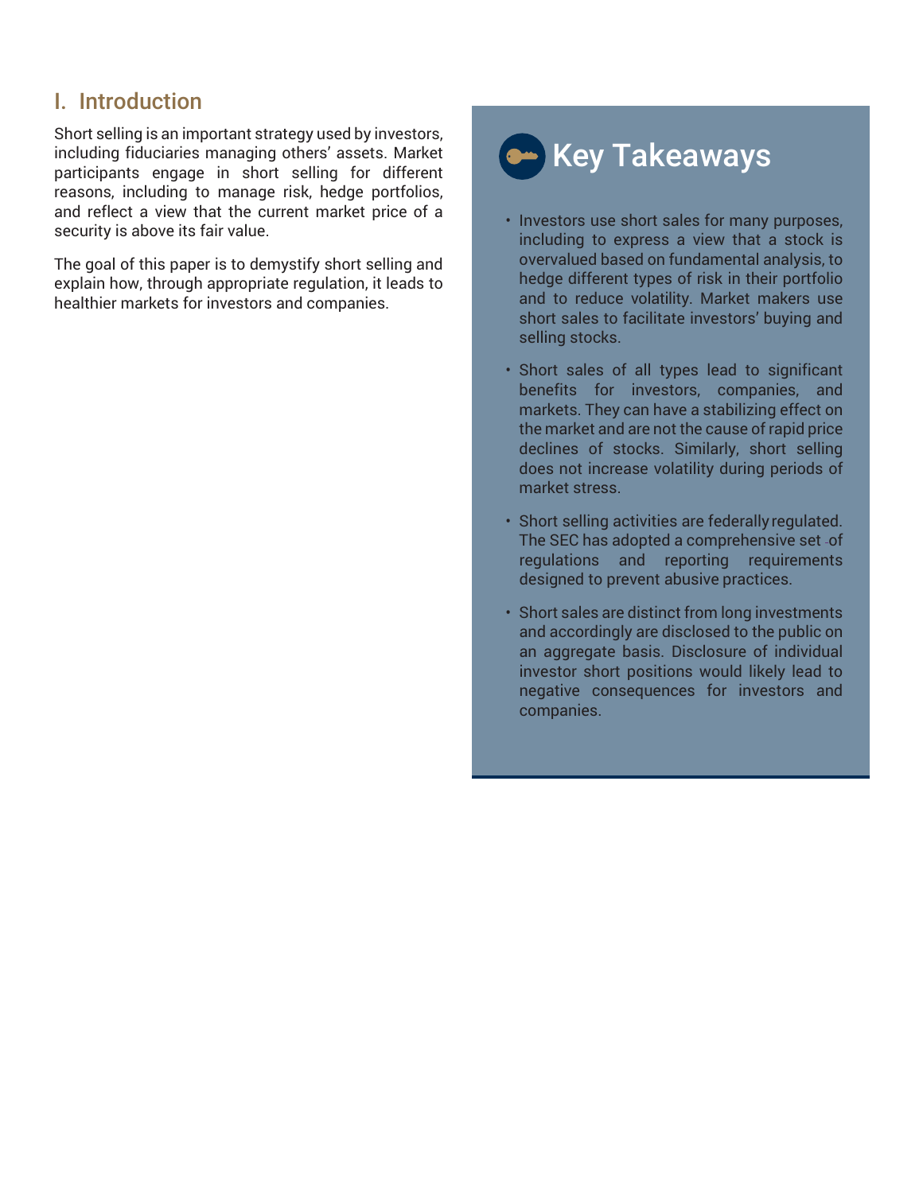## I. Introduction

Short selling is an important strategy used by investors, including fiduciaries managing others' assets. Market participants engage in short selling for different reasons, including to manage risk, hedge portfolios, and reflect a view that the current market price of a security is above its fair value.

The goal of this paper is to demystify short selling and explain how, through appropriate regulation, it leads to healthier markets for investors and companies.

### Key Takeaways

- Investors use short sales for many purposes, including to express a view that a stock is overvalued based on fundamental analysis, to hedge different types of risk in their portfolio and to reduce volatility. Market makers use short sales to facilitate investors' buying and selling stocks.
- Short sales of all types lead to significant benefits for investors, companies, and markets. They can have a stabilizing effect on the market and are not the cause of rapid price declines of stocks. Similarly, short selling does not increase volatility during periods of market stress.
- Short selling activities are federally regulated. The SEC has adopted a comprehensive set of regulations and reporting requirements designed to prevent abusive practices.
- Short sales are distinct from long investments and accordingly are disclosed to the public on an aggregate basis. Disclosure of individual investor short positions would likely lead to negative consequences for investors and companies.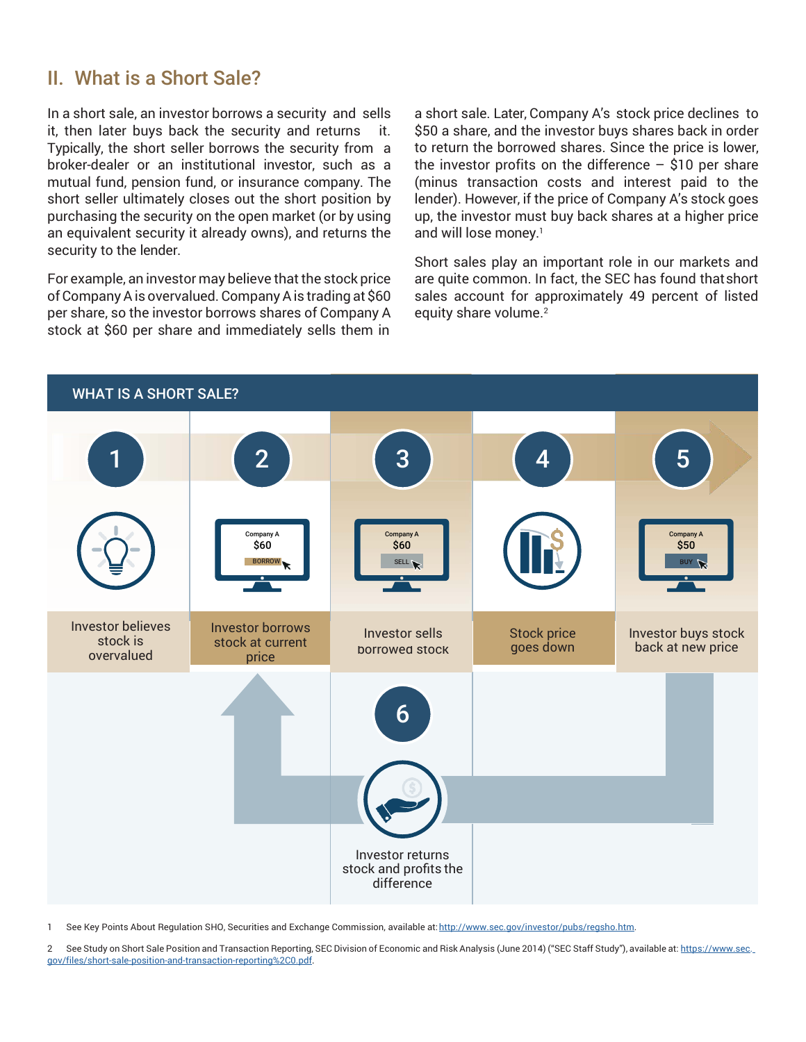## II. What is a Short Sale?

In a short sale, an investor borrows a security and sells it, then later buys back the security and returns it. Typically, the short seller borrows the security from a broker-dealer or an institutional investor, such as a mutual fund, pension fund, or insurance company. The short seller ultimately closes out the short position by purchasing the security on the open market (or by using an equivalent security it already owns), and returns the security to the lender.

For example, an investor may believe that the stock price of Company A is overvalued. Company A is trading at $60 per share, so the investor borrows shares of Company A stock at $60 per share and immediately sells them in a short sale. Later, Company A's stock price declines to $50 a share, and the investor buys shares back in order to return the borrowed shares. Since the price is lower, the investor profits on the difference – $10 per share (minus transaction costs and interest paid to the lender). However, if the price of Company A's stock goes up, the investor must buy back shares at a higher price and will lose money.[1]

Short sales play an important role in our markets and are quite common. In fact, the SEC has found that short sales account for approximately 49 percent of listed equity share volume.[2]

**WHAT IS A SHORT SALE?**

1. Investor believes stock is overvalued
2. Investor borrows stock at current price (Company A $60 BORROW)
3. Investor sells borrowed stock (Company A $60 SELL)
4. Stock price goes down
5. Investor buys stock back at new price (Company A $50 BUY)
6. Investor returns stock and profits the difference

1 See Key Points About Regulation SHO, Securities and Exchange Commission, available at: http://www.sec.gov/investor/pubs/regsho.htm.

2 See Study on Short Sale Position and Transaction Reporting, SEC Division of Economic and Risk Analysis (June 2014) ("SEC Staff Study"), available at: https://www.sec.gov/files/short-sale-position-and-transaction-reporting%2C0.pdf.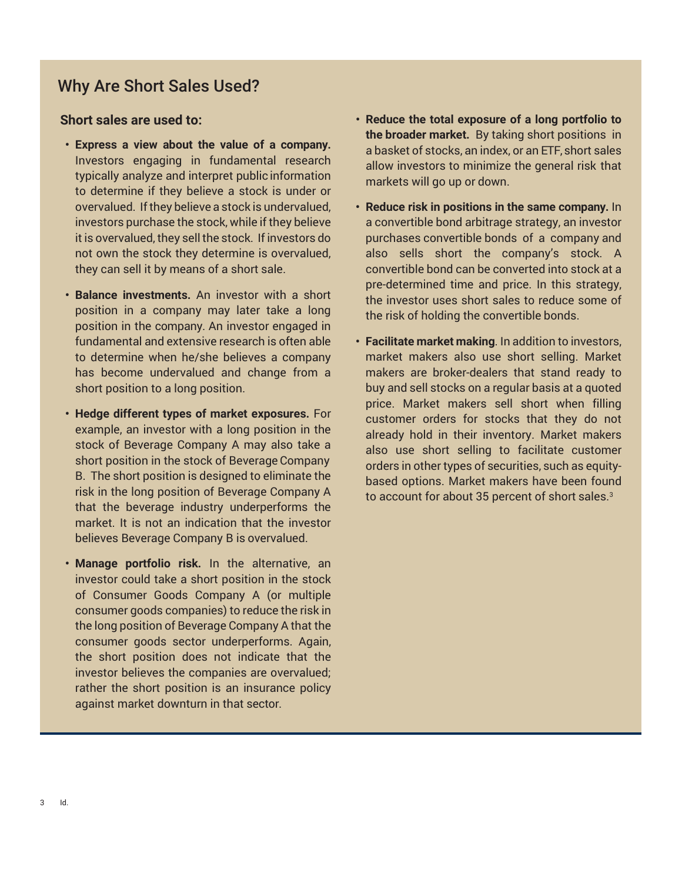## Why Are Short Sales Used?

**Short sales are used to:**

- **Express a view about the value of a company.** Investors engaging in fundamental research typically analyze and interpret public information to determine if they believe a stock is under or overvalued. If they believe a stock is undervalued, investors purchase the stock, while if they believe it is overvalued, they sell the stock. If investors do not own the stock they determine is overvalued, they can sell it by means of a short sale.

- **Balance investments.** An investor with a short position in a company may later take a long position in the company. An investor engaged in fundamental and extensive research is often able to determine when he/she believes a company has become undervalued and change from a short position to a long position.

- **Hedge different types of market exposures.** For example, an investor with a long position in the stock of Beverage Company A may also take a short position in the stock of Beverage Company B. The short position is designed to eliminate the risk in the long position of Beverage Company A that the beverage industry underperforms the market. It is not an indication that the investor believes Beverage Company B is overvalued.

- **Manage portfolio risk.** In the alternative, an investor could take a short position in the stock of Consumer Goods Company A (or multiple consumer goods companies) to reduce the risk in the long position of Beverage Company A that the consumer goods sector underperforms. Again, the short position does not indicate that the investor believes the companies are overvalued; rather the short position is an insurance policy against market downturn in that sector.

- **Reduce the total exposure of a long portfolio to the broader market.** By taking short positions in a basket of stocks, an index, or an ETF, short sales allow investors to minimize the general risk that markets will go up or down.

- **Reduce risk in positions in the same company.** In a convertible bond arbitrage strategy, an investor purchases convertible bonds of a company and also sells short the company's stock. A convertible bond can be converted into stock at a pre-determined time and price. In this strategy, the investor uses short sales to reduce some of the risk of holding the convertible bonds.

- **Facilitate market making**. In addition to investors, market makers also use short selling. Market makers are broker-dealers that stand ready to buy and sell stocks on a regular basis at a quoted price. Market makers sell short when filling customer orders for stocks that they do not already hold in their inventory. Market makers also use short selling to facilitate customer orders in other types of securities, such as equity-based options. Market makers have been found to account for about 35 percent of short sales.[3]

3 Id.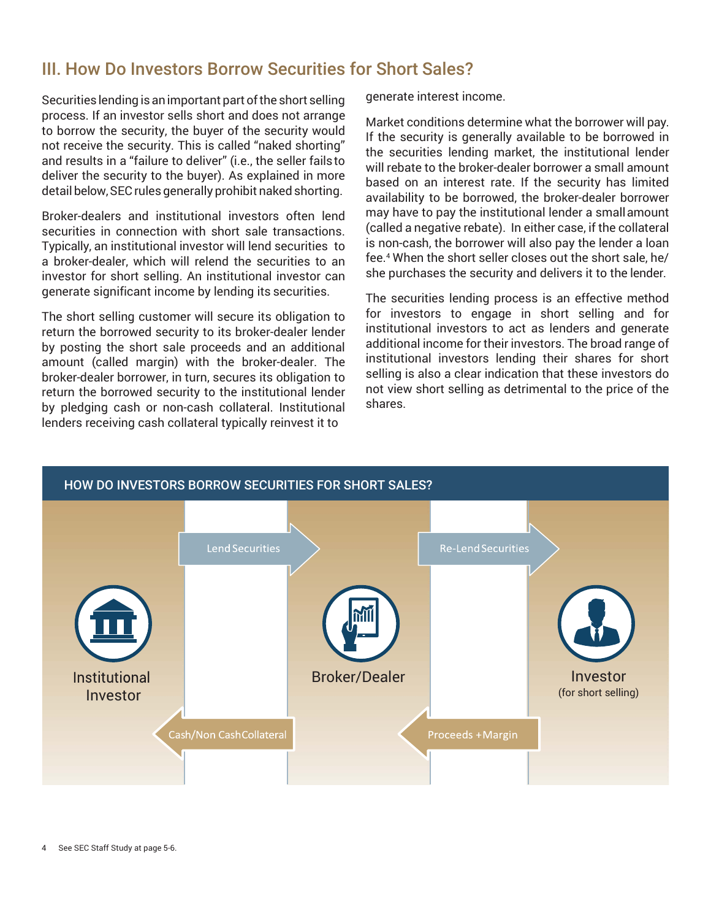## III. How Do Investors Borrow Securities for Short Sales?

Securities lending is an important part of the short selling process. If an investor sells short and does not arrange to borrow the security, the buyer of the security would not receive the security. This is called "naked shorting" and results in a "failure to deliver" (i.e., the seller fails to deliver the security to the buyer). As explained in more detail below, SEC rules generally prohibit naked shorting.

Broker-dealers and institutional investors often lend securities in connection with short sale transactions. Typically, an institutional investor will lend securities to a broker-dealer, which will relend the securities to an investor for short selling. An institutional investor can generate significant income by lending its securities.

The short selling customer will secure its obligation to return the borrowed security to its broker-dealer lender by posting the short sale proceeds and an additional amount (called margin) with the broker-dealer. The broker-dealer borrower, in turn, secures its obligation to return the borrowed security to the institutional lender by pledging cash or non-cash collateral. Institutional lenders receiving cash collateral typically reinvest it to generate interest income.

Market conditions determine what the borrower will pay. If the security is generally available to be borrowed in the securities lending market, the institutional lender will rebate to the broker-dealer borrower a small amount based on an interest rate. If the security has limited availability to be borrowed, the broker-dealer borrower may have to pay the institutional lender a small amount (called a negative rebate). In either case, if the collateral is non-cash, the borrower will also pay the lender a loan fee.[4] When the short seller closes out the short sale, he/she purchases the security and delivers it to the lender.

The securities lending process is an effective method for investors to engage in short selling and for institutional investors to act as lenders and generate additional income for their investors. The broad range of institutional investors lending their shares for short selling is also a clear indication that these investors do not view short selling as detrimental to the price of the shares.

**HOW DO INVESTORS BORROW SECURITIES FOR SHORT SALES?**

Institutional Investor → Lend Securities → Broker/Dealer → Re-Lend Securities → Investor (for short selling)

Investor (for short selling) → Proceeds + Margin → Broker/Dealer → Cash/Non Cash Collateral → Institutional Investor

4 See SEC Staff Study at page 5-6.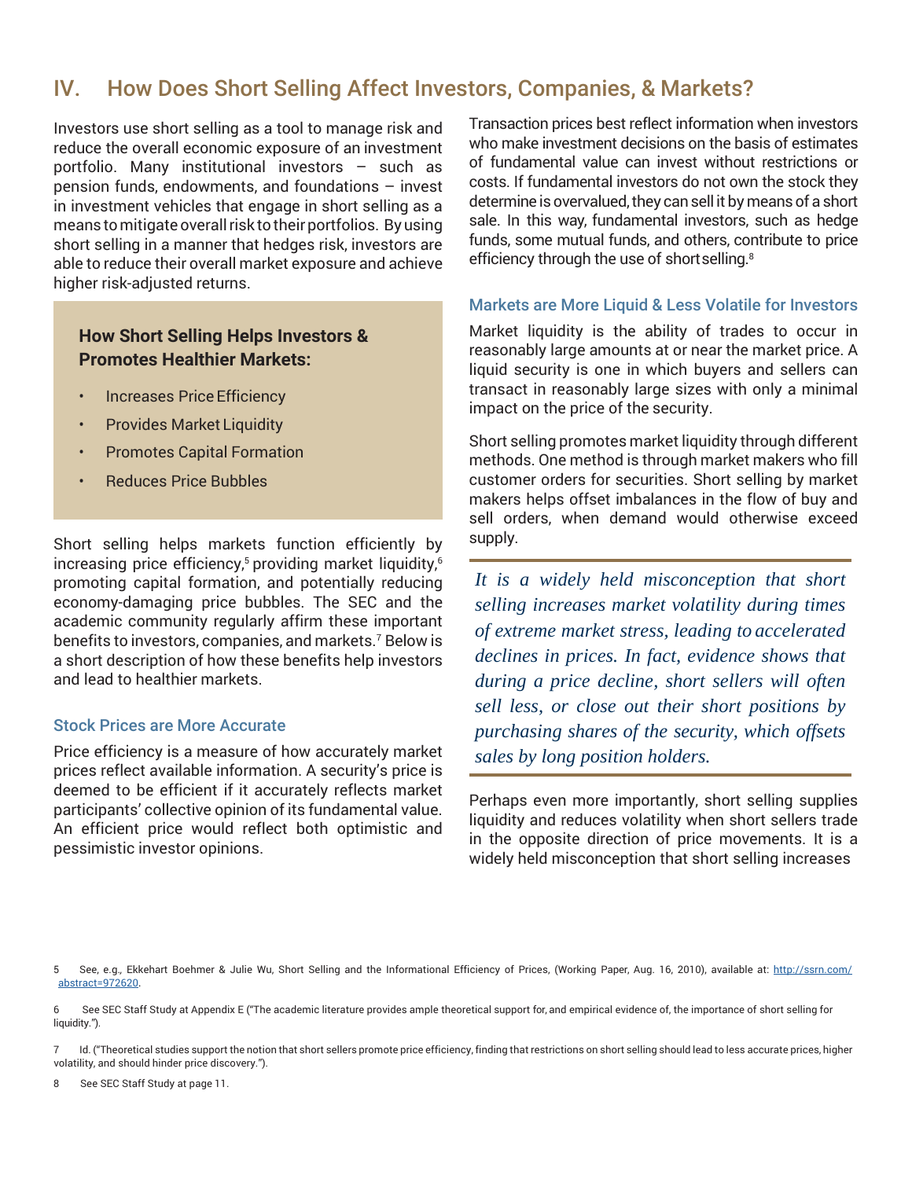## IV. How Does Short Selling Affect Investors, Companies, & Markets?

Investors use short selling as a tool to manage risk and reduce the overall economic exposure of an investment portfolio. Many institutional investors – such as pension funds, endowments, and foundations – invest in investment vehicles that engage in short selling as a means to mitigate overall risk to their portfolios. By using short selling in a manner that hedges risk, investors are able to reduce their overall market exposure and achieve higher risk-adjusted returns.

> **How Short Selling Helps Investors & Promotes Healthier Markets:**
>
> - Increases Price Efficiency
> - Provides Market Liquidity
> - Promotes Capital Formation
> - Reduces Price Bubbles

Short selling helps markets function efficiently by increasing price efficiency,[5] providing market liquidity,[6] promoting capital formation, and potentially reducing economy-damaging price bubbles. The SEC and the academic community regularly affirm these important benefits to investors, companies, and markets.[7] Below is a short description of how these benefits help investors and lead to healthier markets.

### Stock Prices are More Accurate

Price efficiency is a measure of how accurately market prices reflect available information. A security's price is deemed to be efficient if it accurately reflects market participants' collective opinion of its fundamental value. An efficient price would reflect both optimistic and pessimistic investor opinions.

Transaction prices best reflect information when investors who make investment decisions on the basis of estimates of fundamental value can invest without restrictions or costs. If fundamental investors do not own the stock they determine is overvalued, they can sell it by means of a short sale. In this way, fundamental investors, such as hedge funds, some mutual funds, and others, contribute to price efficiency through the use of short selling.[8]

### Markets are More Liquid & Less Volatile for Investors

Market liquidity is the ability of trades to occur in reasonably large amounts at or near the market price. A liquid security is one in which buyers and sellers can transact in reasonably large sizes with only a minimal impact on the price of the security.

Short selling promotes market liquidity through different methods. One method is through market makers who fill customer orders for securities. Short selling by market makers helps offset imbalances in the flow of buy and sell orders, when demand would otherwise exceed supply.

> *It is a widely held misconception that short selling increases market volatility during times of extreme market stress, leading to accelerated declines in prices. In fact, evidence shows that during a price decline, short sellers will often sell less, or close out their short positions by purchasing shares of the security, which offsets sales by long position holders.*

Perhaps even more importantly, short selling supplies liquidity and reduces volatility when short sellers trade in the opposite direction of price movements. It is a widely held misconception that short selling increases

---

5 See, e.g., Ekkehart Boehmer & Julie Wu, Short Selling and the Informational Efficiency of Prices, (Working Paper, Aug. 16, 2010), available at: http://ssrn.com/abstract=972620.

6 See SEC Staff Study at Appendix E ("The academic literature provides ample theoretical support for, and empirical evidence of, the importance of short selling for liquidity.").

7 Id. ("Theoretical studies support the notion that short sellers promote price efficiency, finding that restrictions on short selling should lead to less accurate prices, higher volatility, and should hinder price discovery.").

8 See SEC Staff Study at page 11.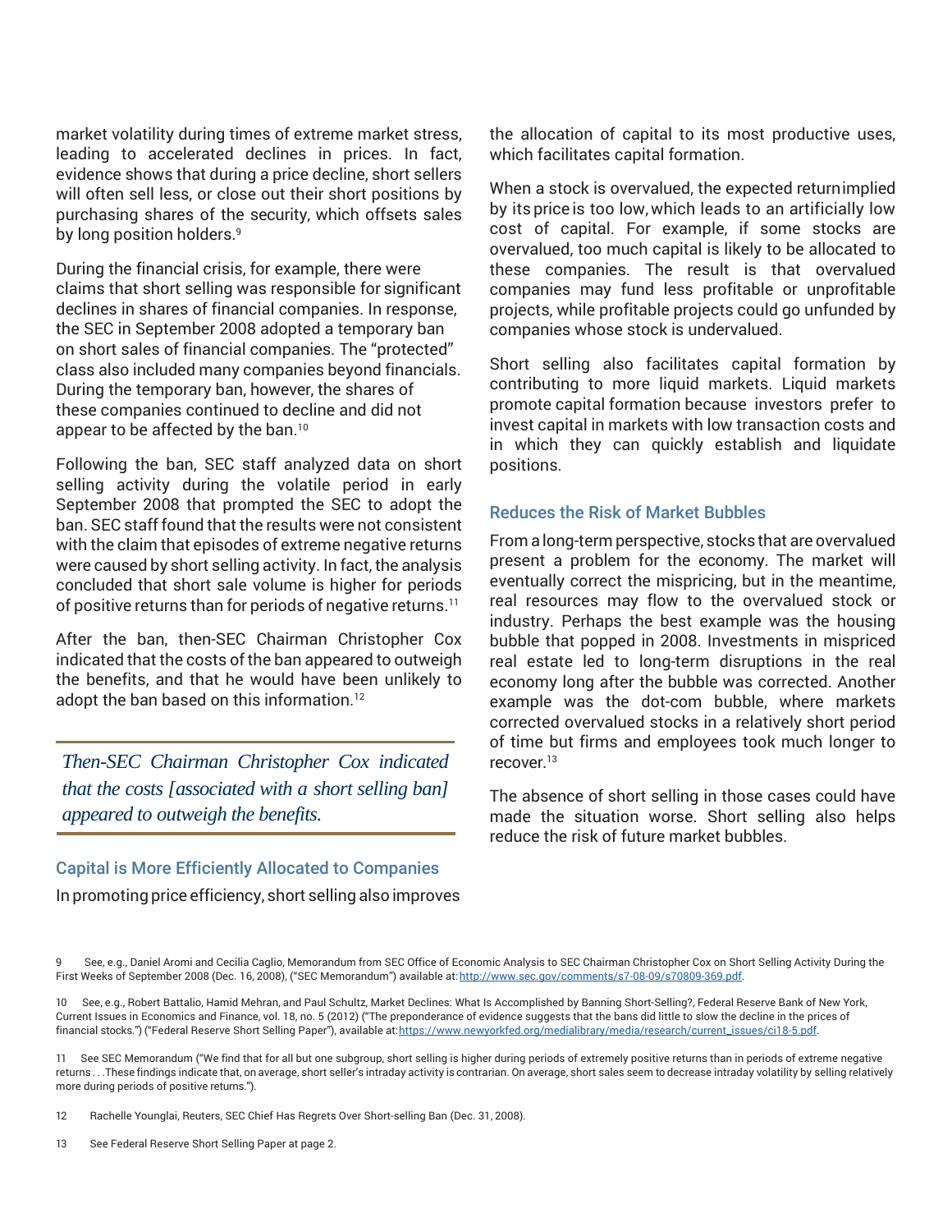market volatility during times of extreme market stress, leading to accelerated declines in prices. In fact, evidence shows that during a price decline, short sellers will often sell less, or close out their short positions by purchasing shares of the security, which offsets sales by long position holders.[9]

During the financial crisis, for example, there were claims that short selling was responsible for significant declines in shares of financial companies. In response, the SEC in September 2008 adopted a temporary ban on short sales of financial companies. The "protected" class also included many companies beyond financials. During the temporary ban, however, the shares of these companies continued to decline and did not appear to be affected by the ban.[10]

Following the ban, SEC staff analyzed data on short selling activity during the volatile period in early September 2008 that prompted the SEC to adopt the ban. SEC staff found that the results were not consistent with the claim that episodes of extreme negative returns were caused by short selling activity. In fact, the analysis concluded that short sale volume is higher for periods of positive returns than for periods of negative returns.[11]

After the ban, then-SEC Chairman Christopher Cox indicated that the costs of the ban appeared to outweigh the benefits, and that he would have been unlikely to adopt the ban based on this information.[12]

*Then-SEC Chairman Christopher Cox indicated that the costs [associated with a short selling ban] appeared to outweigh the benefits.*

### Capital is More Efficiently Allocated to Companies

In promoting price efficiency, short selling also improves the allocation of capital to its most productive uses, which facilitates capital formation.

When a stock is overvalued, the expected return implied by its price is too low, which leads to an artificially low cost of capital. For example, if some stocks are overvalued, too much capital is likely to be allocated to these companies. The result is that overvalued companies may fund less profitable or unprofitable projects, while profitable projects could go unfunded by companies whose stock is undervalued.

Short selling also facilitates capital formation by contributing to more liquid markets. Liquid markets promote capital formation because investors prefer to invest capital in markets with low transaction costs and in which they can quickly establish and liquidate positions.

### Reduces the Risk of Market Bubbles

From a long-term perspective, stocks that are overvalued present a problem for the economy. The market will eventually correct the mispricing, but in the meantime, real resources may flow to the overvalued stock or industry. Perhaps the best example was the housing bubble that popped in 2008. Investments in mispriced real estate led to long-term disruptions in the real economy long after the bubble was corrected. Another example was the dot-com bubble, where markets corrected overvalued stocks in a relatively short period of time but firms and employees took much longer to recover.[13]

The absence of short selling in those cases could have made the situation worse. Short selling also helps reduce the risk of future market bubbles.

---

9 See, e.g., Daniel Aromi and Cecilia Caglio, Memorandum from SEC Office of Economic Analysis to SEC Chairman Christopher Cox on Short Selling Activity During the First Weeks of September 2008 (Dec. 16, 2008), ("SEC Memorandum") available at: http://www.sec.gov/comments/s7-08-09/s70809-369.pdf.

10 See, e.g., Robert Battalio, Hamid Mehran, and Paul Schultz, Market Declines: What Is Accomplished by Banning Short-Selling?, Federal Reserve Bank of New York, Current Issues in Economics and Finance, vol. 18, no. 5 (2012) ("The preponderance of evidence suggests that the bans did little to slow the decline in the prices of financial stocks.") ("Federal Reserve Short Selling Paper"), available at: https://www.newyorkfed.org/medialibrary/media/research/current_issues/ci18-5.pdf.

11 See SEC Memorandum ("We find that for all but one subgroup, short selling is higher during periods of extremely positive returns than in periods of extreme negative returns . . . These findings indicate that, on average, short seller's intraday activity is contrarian. On average, short sales seem to decrease intraday volatility by selling relatively more during periods of positive returns.").

12 Rachelle Younglai, Reuters, SEC Chief Has Regrets Over Short-selling Ban (Dec. 31, 2008).

13 See Federal Reserve Short Selling Paper at page 2.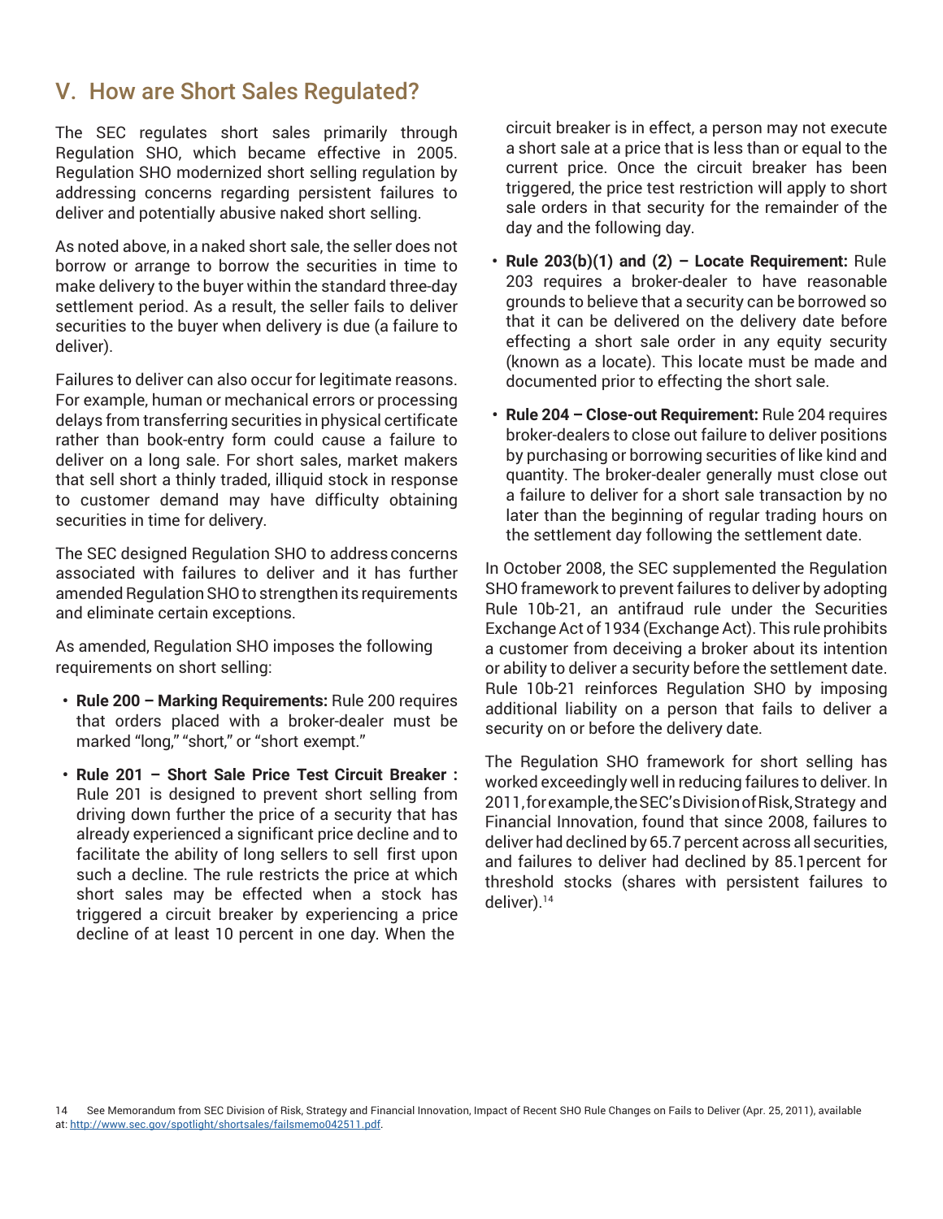## V. How are Short Sales Regulated?

The SEC regulates short sales primarily through Regulation SHO, which became effective in 2005. Regulation SHO modernized short selling regulation by addressing concerns regarding persistent failures to deliver and potentially abusive naked short selling.

As noted above, in a naked short sale, the seller does not borrow or arrange to borrow the securities in time to make delivery to the buyer within the standard three-day settlement period. As a result, the seller fails to deliver securities to the buyer when delivery is due (a failure to deliver).

Failures to deliver can also occur for legitimate reasons. For example, human or mechanical errors or processing delays from transferring securities in physical certificate rather than book-entry form could cause a failure to deliver on a long sale. For short sales, market makers that sell short a thinly traded, illiquid stock in response to customer demand may have difficulty obtaining securities in time for delivery.

The SEC designed Regulation SHO to address concerns associated with failures to deliver and it has further amended Regulation SHO to strengthen its requirements and eliminate certain exceptions.

As amended, Regulation SHO imposes the following requirements on short selling:

- **Rule 200 – Marking Requirements:** Rule 200 requires that orders placed with a broker-dealer must be marked "long," "short," or "short exempt."
- **Rule 201 – Short Sale Price Test Circuit Breaker :** Rule 201 is designed to prevent short selling from driving down further the price of a security that has already experienced a significant price decline and to facilitate the ability of long sellers to sell first upon such a decline. The rule restricts the price at which short sales may be effected when a stock has triggered a circuit breaker by experiencing a price decline of at least 10 percent in one day. When the circuit breaker is in effect, a person may not execute a short sale at a price that is less than or equal to the current price. Once the circuit breaker has been triggered, the price test restriction will apply to short sale orders in that security for the remainder of the day and the following day.
- **Rule 203(b)(1) and (2) – Locate Requirement:** Rule 203 requires a broker-dealer to have reasonable grounds to believe that a security can be borrowed so that it can be delivered on the delivery date before effecting a short sale order in any equity security (known as a locate). This locate must be made and documented prior to effecting the short sale.
- **Rule 204 – Close-out Requirement:** Rule 204 requires broker-dealers to close out failure to deliver positions by purchasing or borrowing securities of like kind and quantity. The broker-dealer generally must close out a failure to deliver for a short sale transaction by no later than the beginning of regular trading hours on the settlement day following the settlement date.

In October 2008, the SEC supplemented the Regulation SHO framework to prevent failures to deliver by adopting Rule 10b-21, an antifraud rule under the Securities Exchange Act of 1934 (Exchange Act). This rule prohibits a customer from deceiving a broker about its intention or ability to deliver a security before the settlement date. Rule 10b-21 reinforces Regulation SHO by imposing additional liability on a person that fails to deliver a security on or before the delivery date.

The Regulation SHO framework for short selling has worked exceedingly well in reducing failures to deliver. In 2011, for example, the SEC's Division of Risk, Strategy and Financial Innovation, found that since 2008, failures to deliver had declined by 65.7 percent across all securities, and failures to deliver had declined by 85.1percent for threshold stocks (shares with persistent failures to deliver).[14]

[14] See Memorandum from SEC Division of Risk, Strategy and Financial Innovation, Impact of Recent SHO Rule Changes on Fails to Deliver (Apr. 25, 2011), available at: http://www.sec.gov/spotlight/shortsales/failsmemo042511.pdf.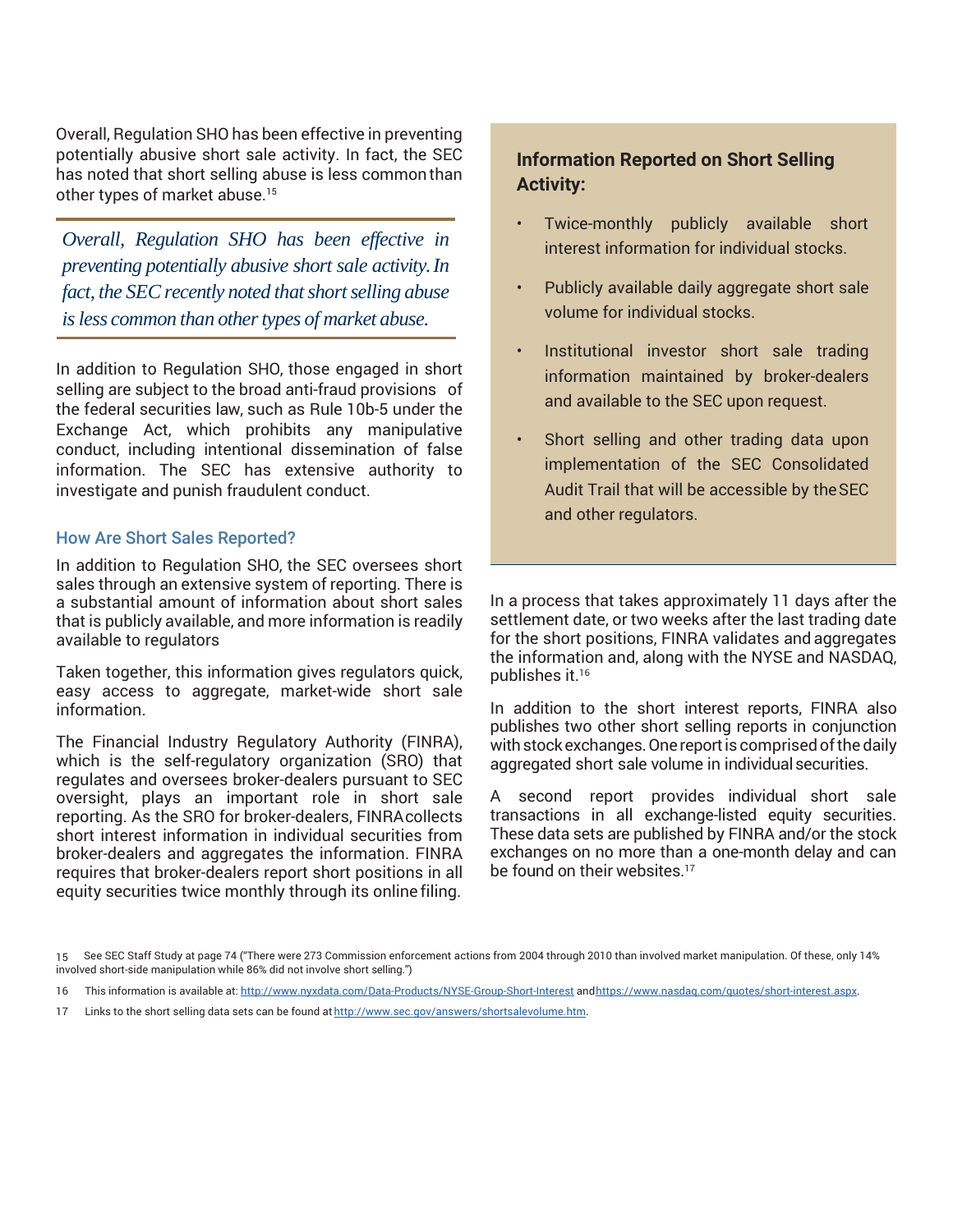Overall, Regulation SHO has been effective in preventing potentially abusive short sale activity. In fact, the SEC has noted that short selling abuse is less common than other types of market abuse.[15]

> *Overall, Regulation SHO has been effective in preventing potentially abusive short sale activity. In fact, the SEC recently noted that short selling abuse is less common than other types of market abuse.*

In addition to Regulation SHO, those engaged in short selling are subject to the broad anti-fraud provisions of the federal securities law, such as Rule 10b-5 under the Exchange Act, which prohibits any manipulative conduct, including intentional dissemination of false information. The SEC has extensive authority to investigate and punish fraudulent conduct.

### How Are Short Sales Reported?

In addition to Regulation SHO, the SEC oversees short sales through an extensive system of reporting. There is a substantial amount of information about short sales that is publicly available, and more information is readily available to regulators

Taken together, this information gives regulators quick, easy access to aggregate, market-wide short sale information.

The Financial Industry Regulatory Authority (FINRA), which is the self-regulatory organization (SRO) that regulates and oversees broker-dealers pursuant to SEC oversight, plays an important role in short sale reporting. As the SRO for broker-dealers, FINRA collects short interest information in individual securities from broker-dealers and aggregates the information. FINRA requires that broker-dealers report short positions in all equity securities twice monthly through its online filing.

#### Information Reported on Short Selling Activity:

- Twice-monthly publicly available short interest information for individual stocks.
- Publicly available daily aggregate short sale volume for individual stocks.
- Institutional investor short sale trading information maintained by broker-dealers and available to the SEC upon request.
- Short selling and other trading data upon implementation of the SEC Consolidated Audit Trail that will be accessible by the SEC and other regulators.

In a process that takes approximately 11 days after the settlement date, or two weeks after the last trading date for the short positions, FINRA validates and aggregates the information and, along with the NYSE and NASDAQ, publishes it.[16]

In addition to the short interest reports, FINRA also publishes two other short selling reports in conjunction with stock exchanges. One report is comprised of the daily aggregated short sale volume in individual securities.

A second report provides individual short sale transactions in all exchange-listed equity securities. These data sets are published by FINRA and/or the stock exchanges on no more than a one-month delay and can be found on their websites.[17]

---

15 See SEC Staff Study at page 74 ("There were 273 Commission enforcement actions from 2004 through 2010 than involved market manipulation. Of these, only 14% involved short-side manipulation while 86% did not involve short selling.")

16 This information is available at: http://www.nyxdata.com/Data-Products/NYSE-Group-Short-Interest and https://www.nasdaq.com/quotes/short-interest.aspx.

17 Links to the short selling data sets can be found at http://www.sec.gov/answers/shortsalevolume.htm.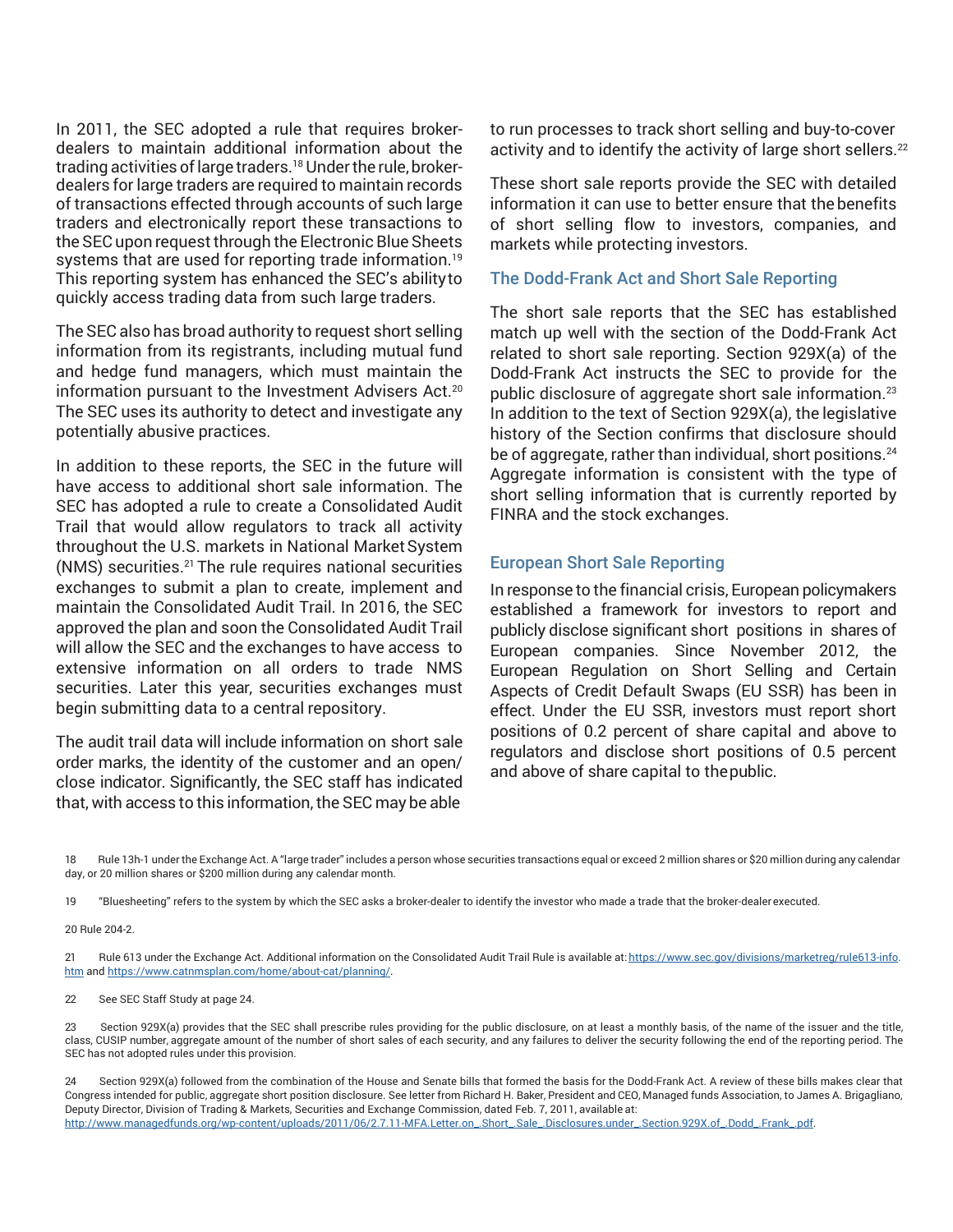In 2011, the SEC adopted a rule that requires broker-dealers to maintain additional information about the trading activities of large traders.[18] Under the rule, broker-dealers for large traders are required to maintain records of transactions effected through accounts of such large traders and electronically report these transactions to the SEC upon request through the Electronic Blue Sheets systems that are used for reporting trade information.[19] This reporting system has enhanced the SEC's ability to quickly access trading data from such large traders.

The SEC also has broad authority to request short selling information from its registrants, including mutual fund and hedge fund managers, which must maintain the information pursuant to the Investment Advisers Act.[20] The SEC uses its authority to detect and investigate any potentially abusive practices.

In addition to these reports, the SEC in the future will have access to additional short sale information. The SEC has adopted a rule to create a Consolidated Audit Trail that would allow regulators to track all activity throughout the U.S. markets in National Market System (NMS) securities.[21] The rule requires national securities exchanges to submit a plan to create, implement and maintain the Consolidated Audit Trail. In 2016, the SEC approved the plan and soon the Consolidated Audit Trail will allow the SEC and the exchanges to have access to extensive information on all orders to trade NMS securities. Later this year, securities exchanges must begin submitting data to a central repository.

The audit trail data will include information on short sale order marks, the identity of the customer and an open/close indicator. Significantly, the SEC staff has indicated that, with access to this information, the SEC may be able to run processes to track short selling and buy-to-cover activity and to identify the activity of large short sellers.[22]

These short sale reports provide the SEC with detailed information it can use to better ensure that the benefits of short selling flow to investors, companies, and markets while protecting investors.

## The Dodd-Frank Act and Short Sale Reporting

The short sale reports that the SEC has established match up well with the section of the Dodd-Frank Act related to short sale reporting. Section 929X(a) of the Dodd-Frank Act instructs the SEC to provide for the public disclosure of aggregate short sale information.[23] In addition to the text of Section 929X(a), the legislative history of the Section confirms that disclosure should be of aggregate, rather than individual, short positions.[24] Aggregate information is consistent with the type of short selling information that is currently reported by FINRA and the stock exchanges.

## European Short Sale Reporting

In response to the financial crisis, European policymakers established a framework for investors to report and publicly disclose significant short positions in shares of European companies. Since November 2012, the European Regulation on Short Selling and Certain Aspects of Credit Default Swaps (EU SSR) has been in effect. Under the EU SSR, investors must report short positions of 0.2 percent of share capital and above to regulators and disclose short positions of 0.5 percent and above of share capital to the public.

---

18 Rule 13h-1 under the Exchange Act. A "large trader" includes a person whose securities transactions equal or exceed 2 million shares or $20 million during any calendar day, or 20 million shares or $200 million during any calendar month.

19 "Bluesheeting" refers to the system by which the SEC asks a broker-dealer to identify the investor who made a trade that the broker-dealer executed.

20 Rule 204-2.

21 Rule 613 under the Exchange Act. Additional information on the Consolidated Audit Trail Rule is available at: https://www.sec.gov/divisions/marketreg/rule613-info.htm and https://www.catnmsplan.com/home/about-cat/planning/.

22 See SEC Staff Study at page 24.

23 Section 929X(a) provides that the SEC shall prescribe rules providing for the public disclosure, on at least a monthly basis, of the name of the issuer and the title, class, CUSIP number, aggregate amount of the number of short sales of each security, and any failures to deliver the security following the end of the reporting period. The SEC has not adopted rules under this provision.

24 Section 929X(a) followed from the combination of the House and Senate bills that formed the basis for the Dodd-Frank Act. A review of these bills makes clear that Congress intended for public, aggregate short position disclosure. See letter from Richard H. Baker, President and CEO, Managed funds Association, to James A. Brigagliano, Deputy Director, Division of Trading & Markets, Securities and Exchange Commission, dated Feb. 7, 2011, available at: http://www.managedfunds.org/wp-content/uploads/2011/06/2.7.11-MFA.Letter.on_.Short_.Sale_.Disclosures.under_.Section.929X.of_.Dodd_.Frank_.pdf.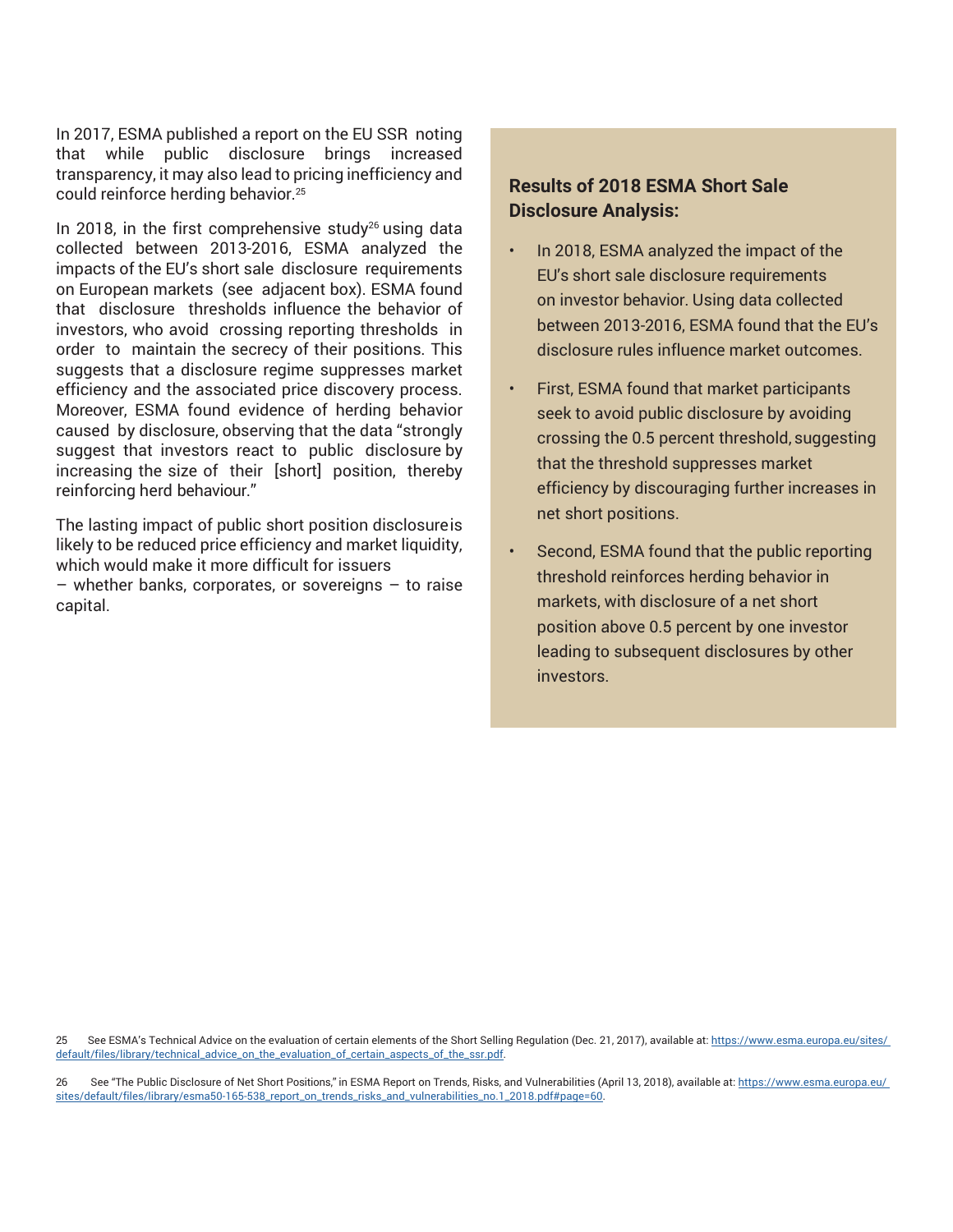In 2017, ESMA published a report on the EU SSR noting that while public disclosure brings increased transparency, it may also lead to pricing inefficiency and could reinforce herding behavior.[25]

In 2018, in the first comprehensive study[26] using data collected between 2013-2016, ESMA analyzed the impacts of the EU's short sale disclosure requirements on European markets (see adjacent box). ESMA found that disclosure thresholds influence the behavior of investors, who avoid crossing reporting thresholds in order to maintain the secrecy of their positions. This suggests that a disclosure regime suppresses market efficiency and the associated price discovery process. Moreover, ESMA found evidence of herding behavior caused by disclosure, observing that the data "strongly suggest that investors react to public disclosure by increasing the size of their [short] position, thereby reinforcing herd behaviour."

The lasting impact of public short position disclosure is likely to be reduced price efficiency and market liquidity, which would make it more difficult for issuers – whether banks, corporates, or sovereigns – to raise capital.

**Results of 2018 ESMA Short Sale Disclosure Analysis:**

- In 2018, ESMA analyzed the impact of the EU's short sale disclosure requirements on investor behavior. Using data collected between 2013-2016, ESMA found that the EU's disclosure rules influence market outcomes.
- First, ESMA found that market participants seek to avoid public disclosure by avoiding crossing the 0.5 percent threshold, suggesting that the threshold suppresses market efficiency by discouraging further increases in net short positions.
- Second, ESMA found that the public reporting threshold reinforces herding behavior in markets, with disclosure of a net short position above 0.5 percent by one investor leading to subsequent disclosures by other investors.

25 See ESMA's Technical Advice on the evaluation of certain elements of the Short Selling Regulation (Dec. 21, 2017), available at: https://www.esma.europa.eu/sites/default/files/library/technical_advice_on_the_evaluation_of_certain_aspects_of_the_ssr.pdf.

26 See "The Public Disclosure of Net Short Positions," in ESMA Report on Trends, Risks, and Vulnerabilities (April 13, 2018), available at: https://www.esma.europa.eu/sites/default/files/library/esma50-165-538_report_on_trends_risks_and_vulnerabilities_no.1_2018.pdf#page=60.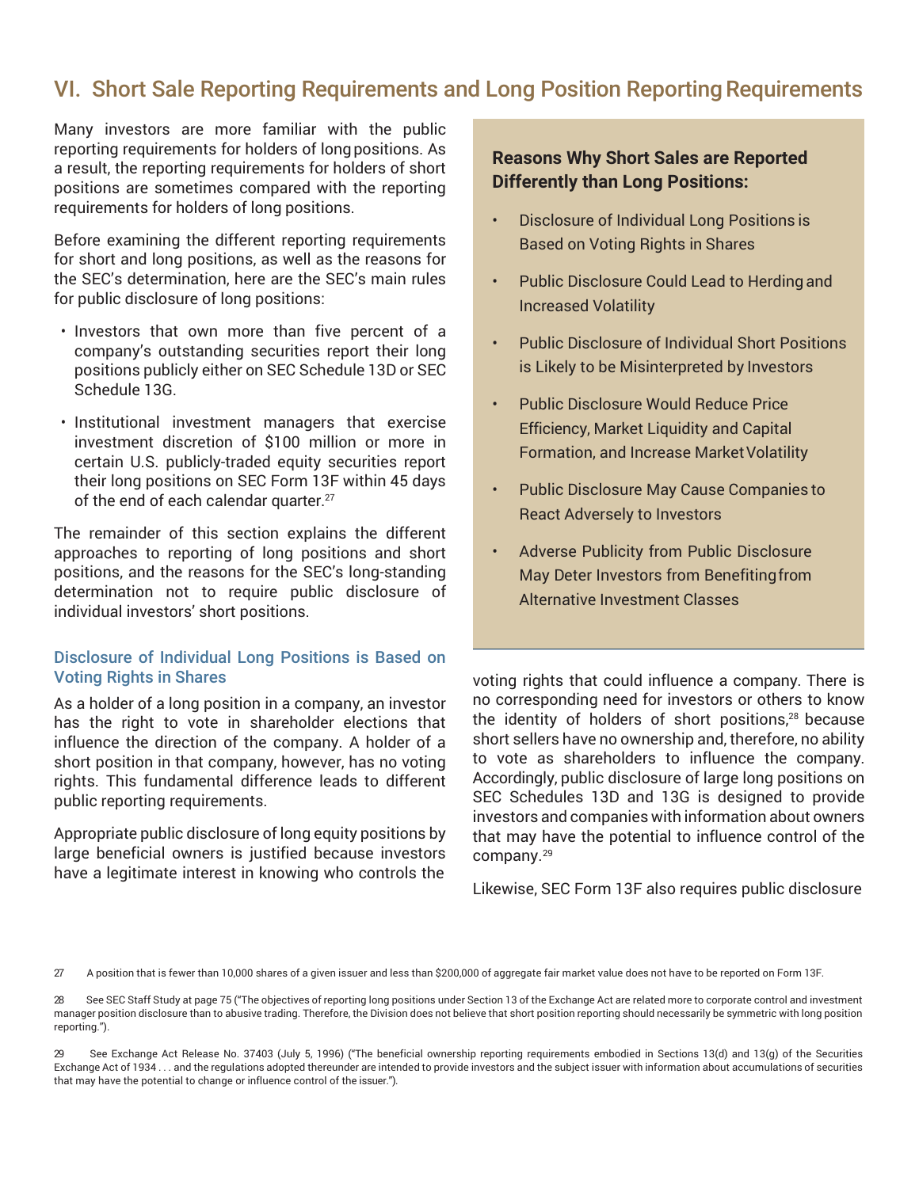## VI. Short Sale Reporting Requirements and Long Position Reporting Requirements

Many investors are more familiar with the public reporting requirements for holders of long positions. As a result, the reporting requirements for holders of short positions are sometimes compared with the reporting requirements for holders of long positions.

Before examining the different reporting requirements for short and long positions, as well as the reasons for the SEC's determination, here are the SEC's main rules for public disclosure of long positions:

- Investors that own more than five percent of a company's outstanding securities report their long positions publicly either on SEC Schedule 13D or SEC Schedule 13G.
- Institutional investment managers that exercise investment discretion of $100 million or more in certain U.S. publicly-traded equity securities report their long positions on SEC Form 13F within 45 days of the end of each calendar quarter.[27]

The remainder of this section explains the different approaches to reporting of long positions and short positions, and the reasons for the SEC's long-standing determination not to require public disclosure of individual investors' short positions.

**Reasons Why Short Sales are Reported Differently than Long Positions:**

- Disclosure of Individual Long Positions is Based on Voting Rights in Shares
- Public Disclosure Could Lead to Herding and Increased Volatility
- Public Disclosure of Individual Short Positions is Likely to be Misinterpreted by Investors
- Public Disclosure Would Reduce Price Efficiency, Market Liquidity and Capital Formation, and Increase Market Volatility
- Public Disclosure May Cause Companies to React Adversely to Investors
- Adverse Publicity from Public Disclosure May Deter Investors from Benefiting from Alternative Investment Classes

### Disclosure of Individual Long Positions is Based on Voting Rights in Shares

As a holder of a long position in a company, an investor has the right to vote in shareholder elections that influence the direction of the company. A holder of a short position in that company, however, has no voting rights. This fundamental difference leads to different public reporting requirements.

Appropriate public disclosure of long equity positions by large beneficial owners is justified because investors have a legitimate interest in knowing who controls the voting rights that could influence a company. There is no corresponding need for investors or others to know the identity of holders of short positions,[28] because short sellers have no ownership and, therefore, no ability to vote as shareholders to influence the company. Accordingly, public disclosure of large long positions on SEC Schedules 13D and 13G is designed to provide investors and companies with information about owners that may have the potential to influence control of the company.[29]

Likewise, SEC Form 13F also requires public disclosure

---

27 A position that is fewer than 10,000 shares of a given issuer and less than $200,000 of aggregate fair market value does not have to be reported on Form 13F.

28 See SEC Staff Study at page 75 ("The objectives of reporting long positions under Section 13 of the Exchange Act are related more to corporate control and investment manager position disclosure than to abusive trading. Therefore, the Division does not believe that short position reporting should necessarily be symmetric with long position reporting.").

29 See Exchange Act Release No. 37403 (July 5, 1996) ("The beneficial ownership reporting requirements embodied in Sections 13(d) and 13(g) of the Securities Exchange Act of 1934 . . . and the regulations adopted thereunder are intended to provide investors and the subject issuer with information about accumulations of securities that may have the potential to change or influence control of the issuer.").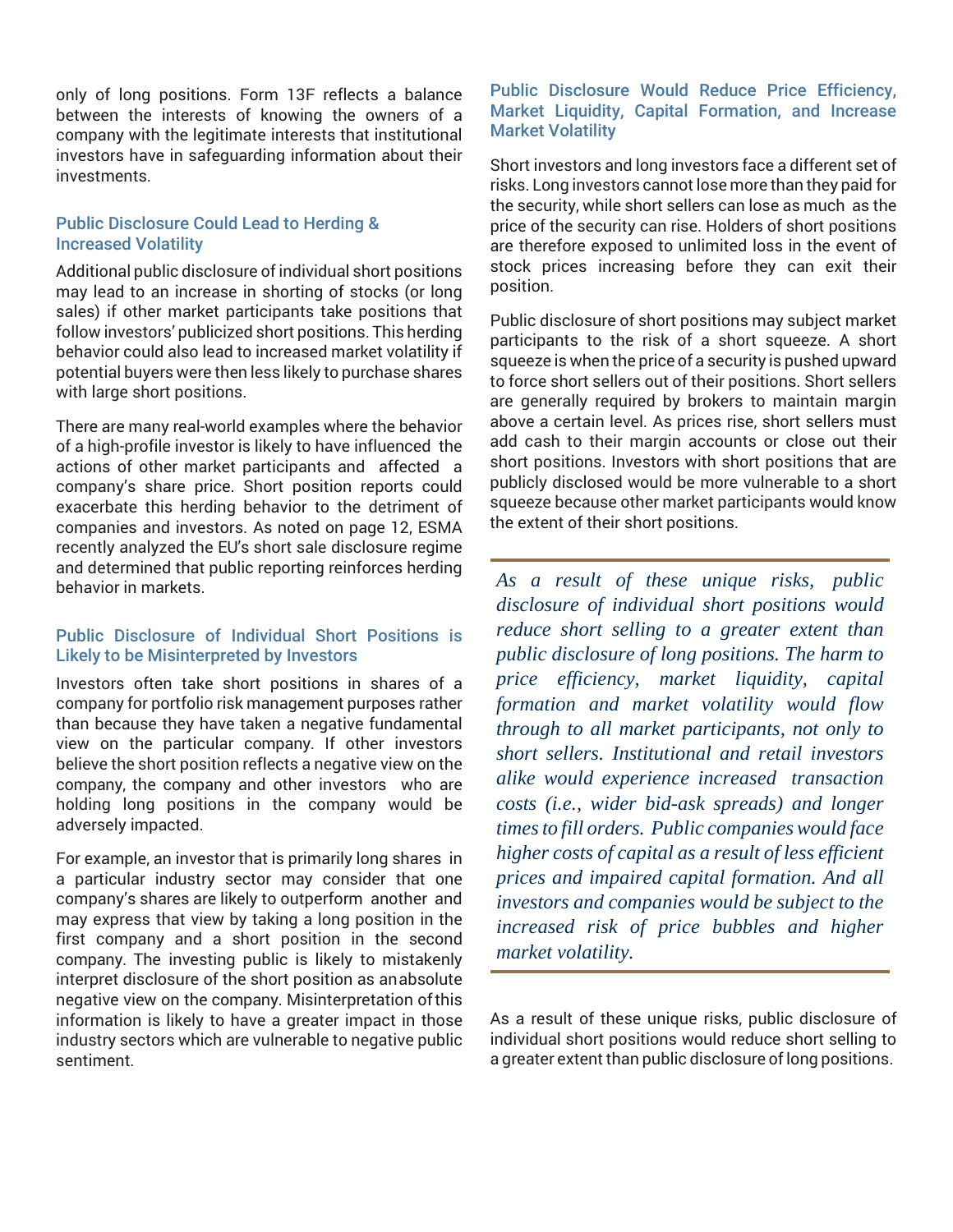only of long positions. Form 13F reflects a balance between the interests of knowing the owners of a company with the legitimate interests that institutional investors have in safeguarding information about their investments.

### Public Disclosure Could Lead to Herding & Increased Volatility

Additional public disclosure of individual short positions may lead to an increase in shorting of stocks (or long sales) if other market participants take positions that follow investors' publicized short positions. This herding behavior could also lead to increased market volatility if potential buyers were then less likely to purchase shares with large short positions.

There are many real-world examples where the behavior of a high-profile investor is likely to have influenced the actions of other market participants and affected a company's share price. Short position reports could exacerbate this herding behavior to the detriment of companies and investors. As noted on page 12, ESMA recently analyzed the EU's short sale disclosure regime and determined that public reporting reinforces herding behavior in markets.

### Public Disclosure of Individual Short Positions is Likely to be Misinterpreted by Investors

Investors often take short positions in shares of a company for portfolio risk management purposes rather than because they have taken a negative fundamental view on the particular company. If other investors believe the short position reflects a negative view on the company, the company and other investors who are holding long positions in the company would be adversely impacted.

For example, an investor that is primarily long shares in a particular industry sector may consider that one company's shares are likely to outperform another and may express that view by taking a long position in the first company and a short position in the second company. The investing public is likely to mistakenly interpret disclosure of the short position as an absolute negative view on the company. Misinterpretation of this information is likely to have a greater impact in those industry sectors which are vulnerable to negative public sentiment.

### Public Disclosure Would Reduce Price Efficiency, Market Liquidity, Capital Formation, and Increase Market Volatility

Short investors and long investors face a different set of risks. Long investors cannot lose more than they paid for the security, while short sellers can lose as much as the price of the security can rise. Holders of short positions are therefore exposed to unlimited loss in the event of stock prices increasing before they can exit their position.

Public disclosure of short positions may subject market participants to the risk of a short squeeze. A short squeeze is when the price of a security is pushed upward to force short sellers out of their positions. Short sellers are generally required by brokers to maintain margin above a certain level. As prices rise, short sellers must add cash to their margin accounts or close out their short positions. Investors with short positions that are publicly disclosed would be more vulnerable to a short squeeze because other market participants would know the extent of their short positions.

*As a result of these unique risks, public disclosure of individual short positions would reduce short selling to a greater extent than public disclosure of long positions. The harm to price efficiency, market liquidity, capital formation and market volatility would flow through to all market participants, not only to short sellers. Institutional and retail investors alike would experience increased transaction costs (i.e., wider bid-ask spreads) and longer times to fill orders. Public companies would face higher costs of capital as a result of less efficient prices and impaired capital formation. And all investors and companies would be subject to the increased risk of price bubbles and higher market volatility.*

As a result of these unique risks, public disclosure of individual short positions would reduce short selling to a greater extent than public disclosure of long positions.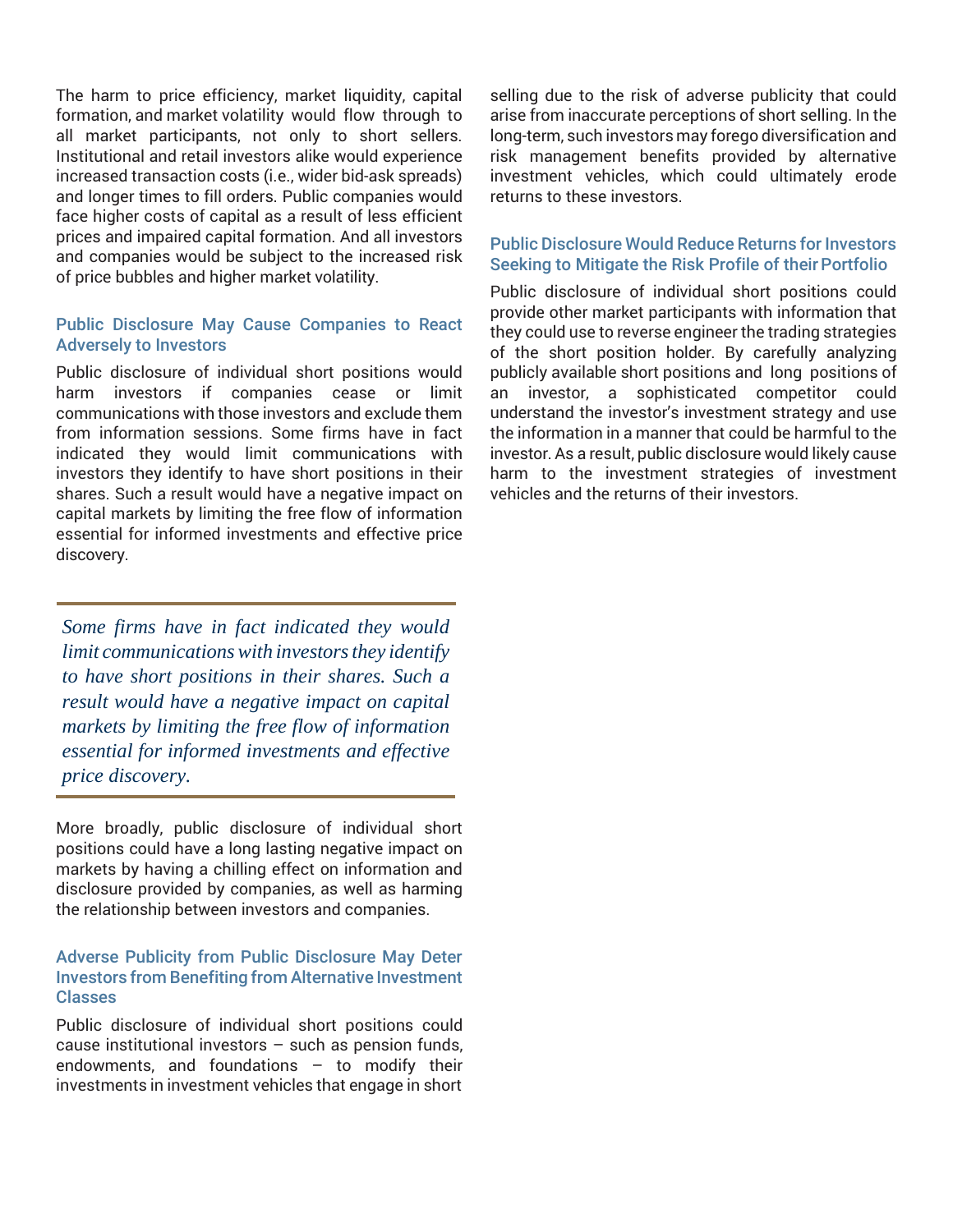The harm to price efficiency, market liquidity, capital formation, and market volatility would flow through to all market participants, not only to short sellers. Institutional and retail investors alike would experience increased transaction costs (i.e., wider bid-ask spreads) and longer times to fill orders. Public companies would face higher costs of capital as a result of less efficient prices and impaired capital formation. And all investors and companies would be subject to the increased risk of price bubbles and higher market volatility.

### Public Disclosure May Cause Companies to React Adversely to Investors

Public disclosure of individual short positions would harm investors if companies cease or limit communications with those investors and exclude them from information sessions. Some firms have in fact indicated they would limit communications with investors they identify to have short positions in their shares. Such a result would have a negative impact on capital markets by limiting the free flow of information essential for informed investments and effective price discovery.

> *Some firms have in fact indicated they would limit communications with investors they identify to have short positions in their shares. Such a result would have a negative impact on capital markets by limiting the free flow of information essential for informed investments and effective price discovery.*

More broadly, public disclosure of individual short positions could have a long lasting negative impact on markets by having a chilling effect on information and disclosure provided by companies, as well as harming the relationship between investors and companies.

### Adverse Publicity from Public Disclosure May Deter Investors from Benefiting from Alternative Investment Classes

Public disclosure of individual short positions could cause institutional investors – such as pension funds, endowments, and foundations – to modify their investments in investment vehicles that engage in short selling due to the risk of adverse publicity that could arise from inaccurate perceptions of short selling. In the long-term, such investors may forego diversification and risk management benefits provided by alternative investment vehicles, which could ultimately erode returns to these investors.

### Public Disclosure Would Reduce Returns for Investors Seeking to Mitigate the Risk Profile of their Portfolio

Public disclosure of individual short positions could provide other market participants with information that they could use to reverse engineer the trading strategies of the short position holder. By carefully analyzing publicly available short positions and long positions of an investor, a sophisticated competitor could understand the investor's investment strategy and use the information in a manner that could be harmful to the investor. As a result, public disclosure would likely cause harm to the investment strategies of investment vehicles and the returns of their investors.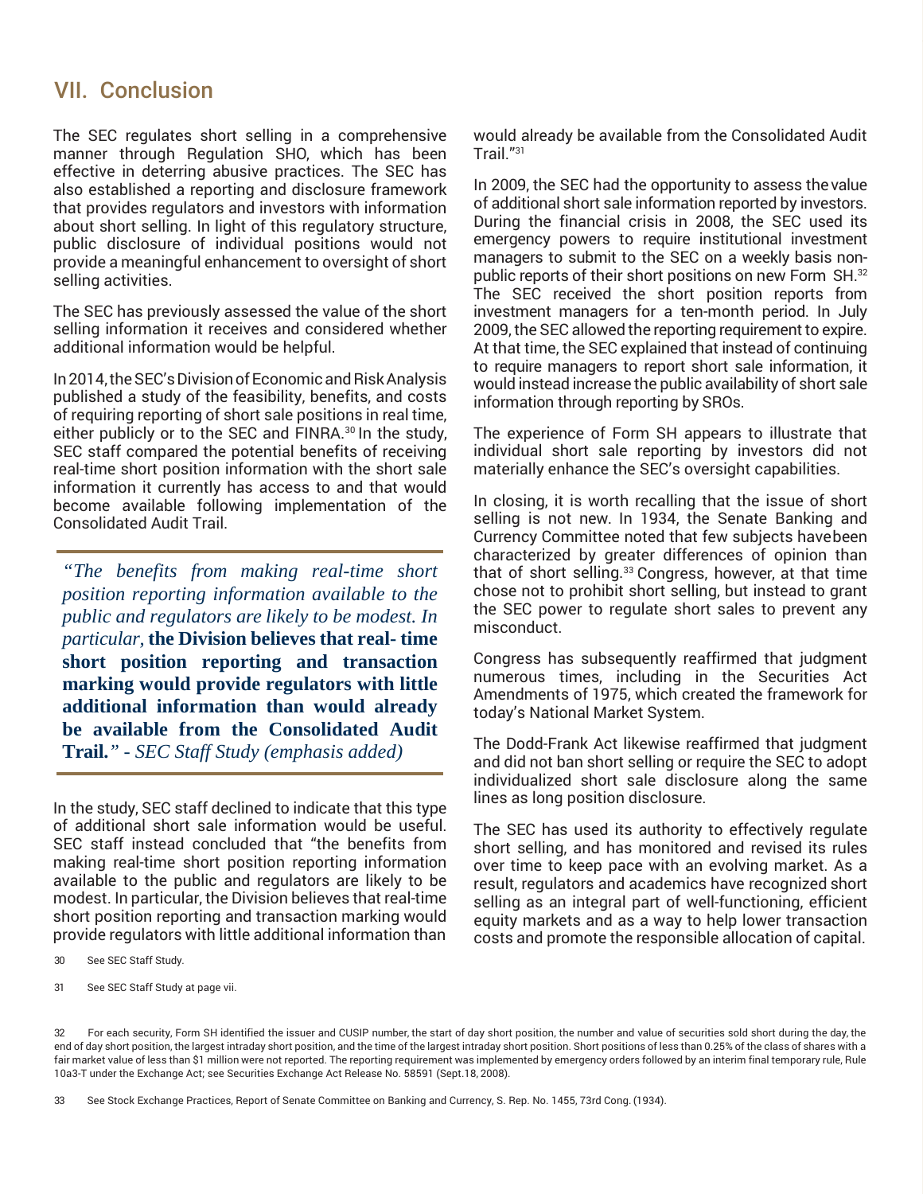## VII. Conclusion

The SEC regulates short selling in a comprehensive manner through Regulation SHO, which has been effective in deterring abusive practices. The SEC has also established a reporting and disclosure framework that provides regulators and investors with information about short selling. In light of this regulatory structure, public disclosure of individual positions would not provide a meaningful enhancement to oversight of short selling activities.

The SEC has previously assessed the value of the short selling information it receives and considered whether additional information would be helpful.

In 2014, the SEC's Division of Economic and Risk Analysis published a study of the feasibility, benefits, and costs of requiring reporting of short sale positions in real time, either publicly or to the SEC and FINRA.[30] In the study, SEC staff compared the potential benefits of receiving real-time short position information with the short sale information it currently has access to and that would become available following implementation of the Consolidated Audit Trail.

> *"The benefits from making real-time short position reporting information available to the public and regulators are likely to be modest. In particular,* **the Division believes that real- time short position reporting and transaction marking would provide regulators with little additional information than would already be available from the Consolidated Audit Trail.**" *- SEC Staff Study (emphasis added)*

In the study, SEC staff declined to indicate that this type of additional short sale information would be useful. SEC staff instead concluded that "the benefits from making real-time short position reporting information available to the public and regulators are likely to be modest. In particular, the Division believes that real-time short position reporting and transaction marking would provide regulators with little additional information than would already be available from the Consolidated Audit Trail."[31]

In 2009, the SEC had the opportunity to assess the value of additional short sale information reported by investors. During the financial crisis in 2008, the SEC used its emergency powers to require institutional investment managers to submit to the SEC on a weekly basis non-public reports of their short positions on new Form SH.[32] The SEC received the short position reports from investment managers for a ten-month period. In July 2009, the SEC allowed the reporting requirement to expire. At that time, the SEC explained that instead of continuing to require managers to report short sale information, it would instead increase the public availability of short sale information through reporting by SROs.

The experience of Form SH appears to illustrate that individual short sale reporting by investors did not materially enhance the SEC's oversight capabilities.

In closing, it is worth recalling that the issue of short selling is not new. In 1934, the Senate Banking and Currency Committee noted that few subjects have been characterized by greater differences of opinion than that of short selling.[33] Congress, however, at that time chose not to prohibit short selling, but instead to grant the SEC power to regulate short sales to prevent any misconduct.

Congress has subsequently reaffirmed that judgment numerous times, including in the Securities Act Amendments of 1975, which created the framework for today's National Market System.

The Dodd-Frank Act likewise reaffirmed that judgment and did not ban short selling or require the SEC to adopt individualized short sale disclosure along the same lines as long position disclosure.

The SEC has used its authority to effectively regulate short selling, and has monitored and revised its rules over time to keep pace with an evolving market. As a result, regulators and academics have recognized short selling as an integral part of well-functioning, efficient equity markets and as a way to help lower transaction costs and promote the responsible allocation of capital.

30 See SEC Staff Study.

31 See SEC Staff Study at page vii.

32 For each security, Form SH identified the issuer and CUSIP number, the start of day short position, the number and value of securities sold short during the day, the end of day short position, the largest intraday short position, and the time of the largest intraday short position. Short positions of less than 0.25% of the class of shares with a fair market value of less than $1 million were not reported. The reporting requirement was implemented by emergency orders followed by an interim final temporary rule, Rule 10a3-T under the Exchange Act; see Securities Exchange Act Release No. 58591 (Sept.18, 2008).

33 See Stock Exchange Practices, Report of Senate Committee on Banking and Currency, S. Rep. No. 1455, 73rd Cong. (1934).